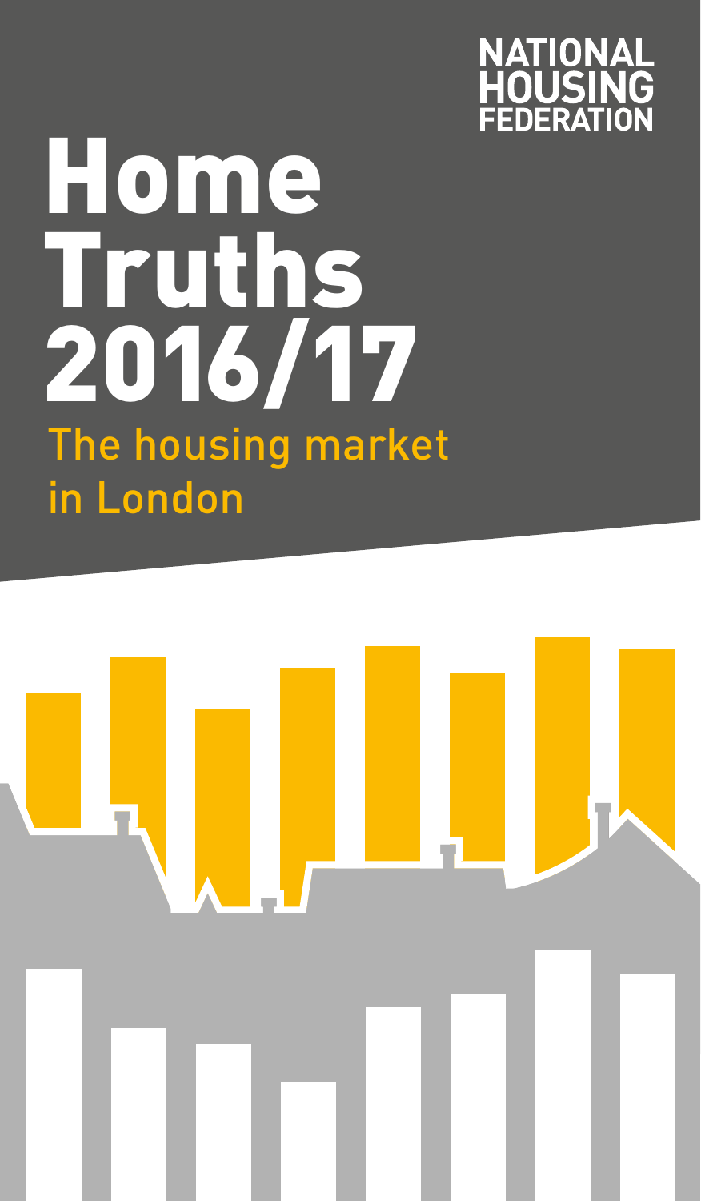NATIONAL HOUSING FEDERATION

# Home Truths 2016/17

## The housing market in London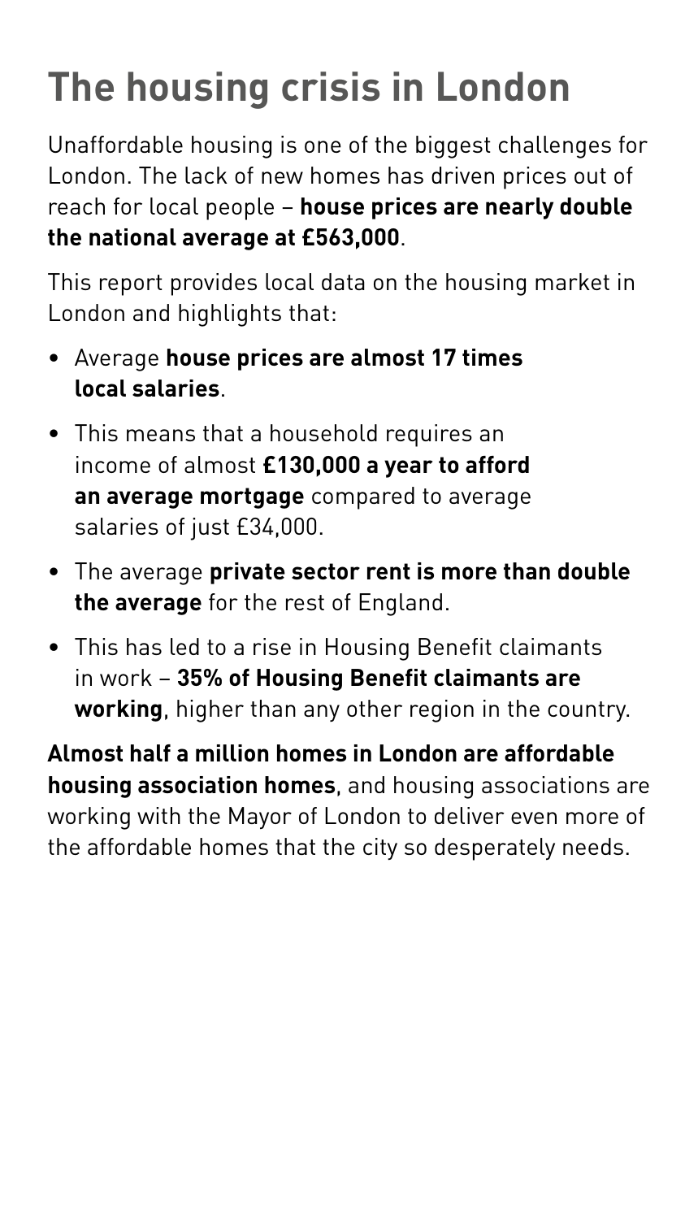# The housing crisis in London

Unaffordable housing is one of the biggest challenges for London. The lack of new homes has driven prices out of reach for local people – **house prices are nearly double the national average at £563,000**.

This report provides local data on the housing market in London and highlights that:

- Average **house prices are almost 17 times local salaries**.
- This means that a household requires an income of almost **£130,000 a year to afford an average mortgage** compared to average salaries of just £34,000.
- The average **private sector rent is more than double the average** for the rest of England.
- This has led to a rise in Housing Benefit claimants in work – **35% of Housing Benefit claimants are working**, higher than any other region in the country.

**Almost half a million homes in London are affordable housing association homes**, and housing associations are working with the Mayor of London to deliver even more of the affordable homes that the city so desperately needs.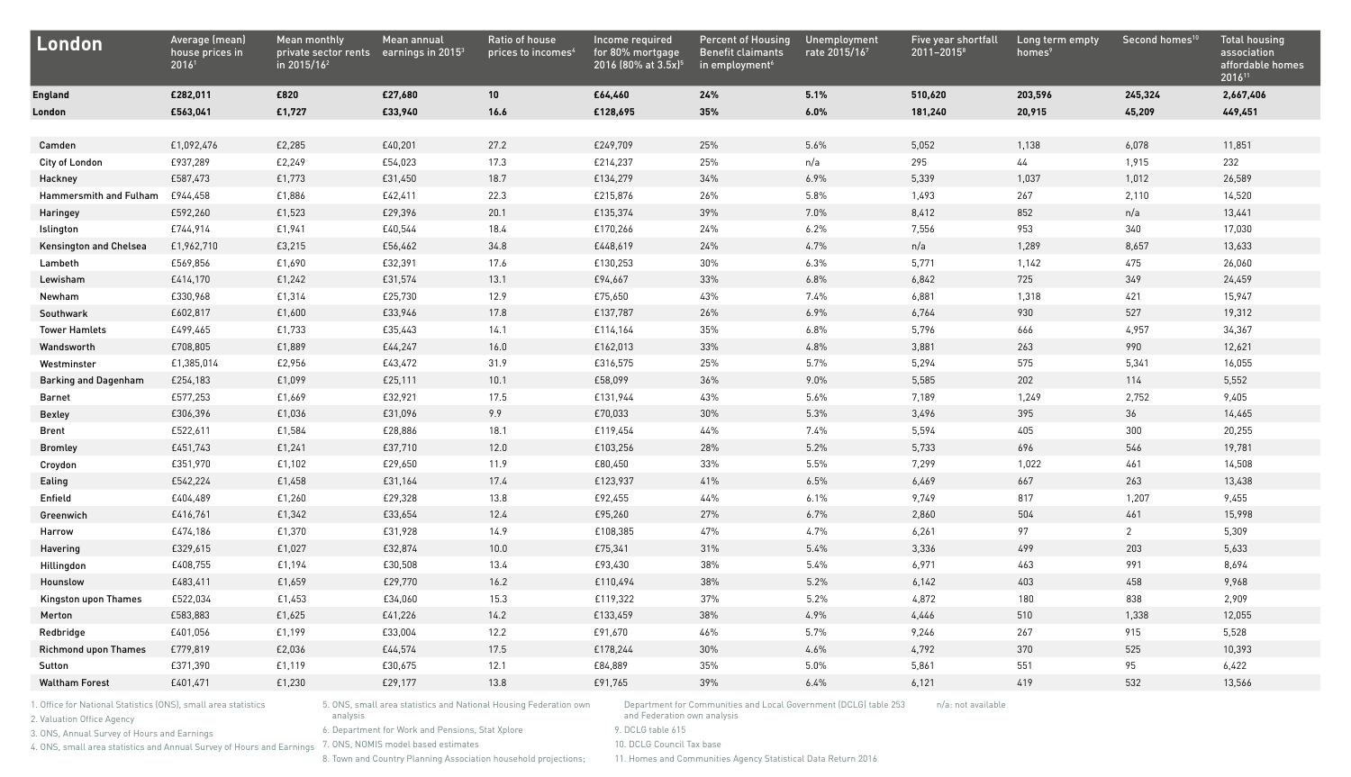| London | Average (mean) house prices in 2016[1] | Mean monthly private sector rents in 2015/16[2] | Mean annual earnings in 2015[3] | Ratio of house prices to incomes[4] | Income required for 80% mortgage 2016 (80% at 3.5x)[5] | Percent of Housing Benefit claimants in employment[6] | Unemployment rate 2015/16[7] | Five year shortfall 2011–2015[8] | Long term empty homes[9] | Second homes[10] | Total housing association affordable homes 2016[11] |
|---|---|---|---|---|---|---|---|---|---|---|---|
| **England** | **£282,011** | **£820** | **£27,680** | **10** | **£64,460** | **24%** | **5.1%** | **510,620** | **203,596** | **245,324** | **2,667,406** |
| **London** | **£563,041** | **£1,727** | **£33,940** | **16.6** | **£128,695** | **35%** | **6.0%** | **181,240** | **20,915** | **45,209** | **449,451** |
| Camden | £1,092,476 | £2,285 | £40,201 | 27.2 | £249,709 | 25% | 5.6% | 5,052 | 1,138 | 6,078 | 11,851 |
| City of London | £937,289 | £2,249 | £54,023 | 17.3 | £214,237 | 25% | n/a | 295 | 44 | 1,915 | 232 |
| Hackney | £587,473 | £1,773 | £31,450 | 18.7 | £134,279 | 34% | 6.9% | 5,339 | 1,037 | 1,012 | 26,589 |
| Hammersmith and Fulham | £944,458 | £1,886 | £42,411 | 22.3 | £215,876 | 26% | 5.8% | 1,493 | 267 | 2,110 | 14,520 |
| Haringey | £592,260 | £1,523 | £29,396 | 20.1 | £135,374 | 39% | 7.0% | 8,412 | 852 | n/a | 13,441 |
| Islington | £744,914 | £1,941 | £40,544 | 18.4 | £170,266 | 24% | 6.2% | 7,556 | 953 | 340 | 17,030 |
| Kensington and Chelsea | £1,962,710 | £3,215 | £56,462 | 34.8 | £448,619 | 24% | 4.7% | n/a | 1,289 | 8,657 | 13,633 |
| Lambeth | £569,856 | £1,690 | £32,391 | 17.6 | £130,253 | 30% | 6.3% | 5,771 | 1,142 | 475 | 26,060 |
| Lewisham | £414,170 | £1,242 | £31,574 | 13.1 | £94,667 | 33% | 6.8% | 6,842 | 725 | 349 | 24,459 |
| Newham | £330,968 | £1,314 | £25,730 | 12.9 | £75,650 | 43% | 7.4% | 6,881 | 1,318 | 421 | 15,947 |
| Southwark | £602,817 | £1,600 | £33,946 | 17.8 | £137,787 | 26% | 6.9% | 6,764 | 930 | 527 | 19,312 |
| Tower Hamlets | £499,465 | £1,733 | £35,443 | 14.1 | £114,164 | 35% | 6.8% | 5,796 | 666 | 4,957 | 34,367 |
| Wandsworth | £708,805 | £1,889 | £44,247 | 16.0 | £162,013 | 33% | 4.8% | 3,881 | 263 | 990 | 12,621 |
| Westminster | £1,385,014 | £2,956 | £43,472 | 31.9 | £316,575 | 25% | 5.7% | 5,294 | 575 | 5,341 | 16,055 |
| Barking and Dagenham | £254,183 | £1,099 | £25,111 | 10.1 | £58,099 | 36% | 9.0% | 5,585 | 202 | 114 | 5,552 |
| Barnet | £577,253 | £1,669 | £32,921 | 17.5 | £131,944 | 43% | 5.6% | 7,189 | 1,249 | 2,752 | 9,405 |
| Bexley | £306,396 | £1,036 | £31,096 | 9.9 | £70,033 | 30% | 5.3% | 3,496 | 395 | 36 | 14,465 |
| Brent | £522,611 | £1,584 | £28,886 | 18.1 | £119,454 | 44% | 7.4% | 5,594 | 405 | 300 | 20,255 |
| Bromley | £451,743 | £1,241 | £37,710 | 12.0 | £103,256 | 28% | 5.2% | 5,733 | 696 | 546 | 19,781 |
| Croydon | £351,970 | £1,102 | £29,650 | 11.9 | £80,450 | 33% | 5.5% | 7,299 | 1,022 | 461 | 14,508 |
| Ealing | £542,224 | £1,458 | £31,164 | 17.4 | £123,937 | 41% | 6.5% | 6,469 | 667 | 263 | 13,438 |
| Enfield | £404,489 | £1,260 | £29,328 | 13.8 | £92,455 | 44% | 6.1% | 9,749 | 817 | 1,207 | 9,455 |
| Greenwich | £416,761 | £1,342 | £33,654 | 12.4 | £95,260 | 27% | 6.7% | 2,860 | 504 | 461 | 15,998 |
| Harrow | £474,186 | £1,370 | £31,928 | 14.9 | £108,385 | 47% | 4.7% | 6,261 | 97 | 2 | 5,309 |
| Havering | £329,615 | £1,027 | £32,874 | 10.0 | £75,341 | 31% | 5.4% | 3,336 | 499 | 203 | 5,633 |
| Hillingdon | £408,755 | £1,194 | £30,508 | 13.4 | £93,430 | 38% | 5.4% | 6,971 | 463 | 991 | 8,694 |
| Hounslow | £483,411 | £1,659 | £29,770 | 16.2 | £110,494 | 38% | 5.2% | 6,142 | 403 | 458 | 9,968 |
| Kingston upon Thames | £522,034 | £1,453 | £34,060 | 15.3 | £119,322 | 37% | 5.2% | 4,872 | 180 | 838 | 2,909 |
| Merton | £583,883 | £1,625 | £41,226 | 14.2 | £133,459 | 38% | 4.9% | 4,446 | 510 | 1,338 | 12,055 |
| Redbridge | £401,056 | £1,199 | £33,004 | 12.2 | £91,670 | 46% | 5.7% | 9,246 | 267 | 915 | 5,528 |
| Richmond upon Thames | £779,819 | £2,036 | £44,574 | 17.5 | £178,244 | 30% | 4.6% | 4,792 | 370 | 525 | 10,393 |
| Sutton | £371,390 | £1,119 | £30,675 | 12.1 | £84,889 | 35% | 5.0% | 5,861 | 551 | 95 | 6,422 |
| Waltham Forest | £401,471 | £1,230 | £29,177 | 13.8 | £91,765 | 39% | 6.4% | 6,121 | 419 | 532 | 13,566 |

1. Office for National Statistics (ONS), small area statistics
2. Valuation Office Agency
3. ONS, Annual Survey of Hours and Earnings
4. ONS, small area statistics and Annual Survey of Hours and Earnings
5. ONS, small area statistics and National Housing Federation own analysis
6. Department for Work and Pensions, Stat Xplore
7. ONS, NOMIS model based estimates
8. Town and Country Planning Association household projections; Department for Communities and Local Government (DCLG) table 253 and Federation own analysis
9. DCLG table 615
10. DCLG Council Tax base
11. Homes and Communities Agency Statistical Data Return 2016

n/a: not available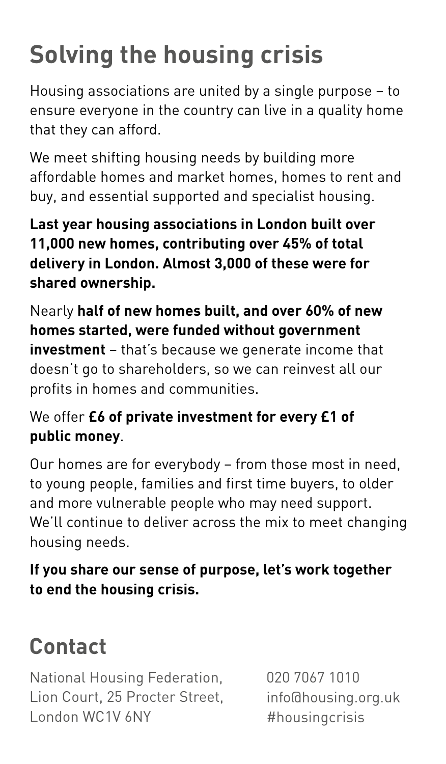# Solving the housing crisis

Housing associations are united by a single purpose – to ensure everyone in the country can live in a quality home that they can afford.

We meet shifting housing needs by building more affordable homes and market homes, homes to rent and buy, and essential supported and specialist housing.

**Last year housing associations in London built over 11,000 new homes, contributing over 45% of total delivery in London. Almost 3,000 of these were for shared ownership.**

Nearly **half of new homes built, and over 60% of new homes started, were funded without government investment** – that's because we generate income that doesn't go to shareholders, so we can reinvest all our profits in homes and communities.

We offer **£6 of private investment for every £1 of public money**.

Our homes are for everybody – from those most in need, to young people, families and first time buyers, to older and more vulnerable people who may need support. We'll continue to deliver across the mix to meet changing housing needs.

**If you share our sense of purpose, let's work together to end the housing crisis.**

# Contact

National Housing Federation,
Lion Court, 25 Procter Street,
London WC1V 6NY

020 7067 1010
info@housing.org.uk
#housingcrisis